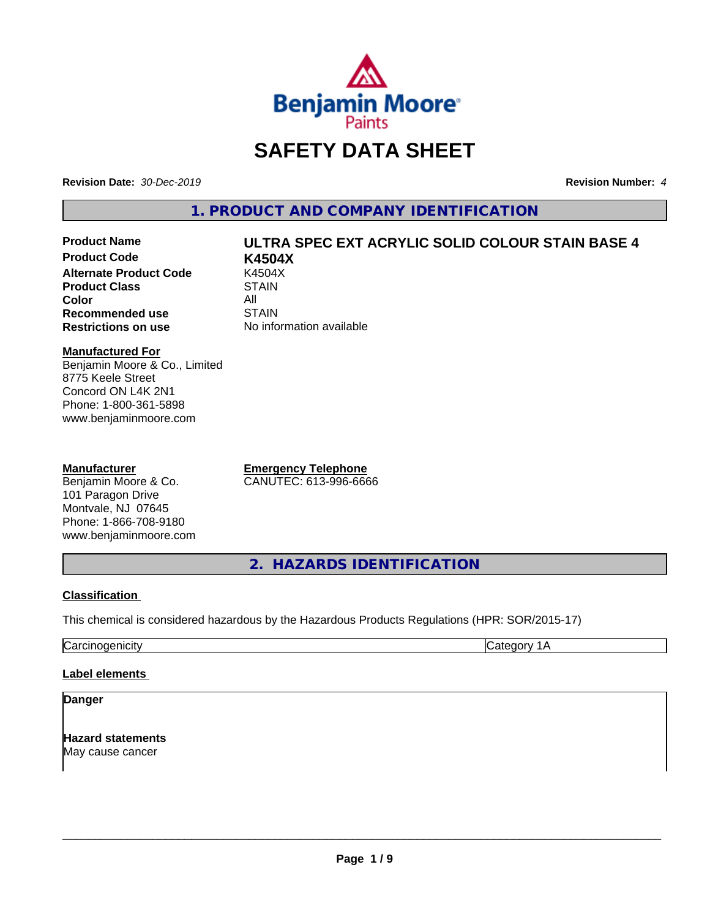Benjamin Moore Paints

# SAFETY DATA SHEET

**Revision Date:** *30-Dec-2019*

**Revision Number:** *4*

## 1. PRODUCT AND COMPANY IDENTIFICATION

| | |
|---|---|
| **Product Name** | **ULTRA SPEC EXT ACRYLIC SOLID COLOUR STAIN BASE 4** |
| **Product Code** | **K4504X** |
| **Alternate Product Code** | K4504X |
| **Product Class** | STAIN |
| **Color** | All |
| **Recommended use** | STAIN |
| **Restrictions on use** | No information available |

**Manufactured For**
Benjamin Moore & Co., Limited
8775 Keele Street
Concord ON L4K 2N1
Phone: 1-800-361-5898
www.benjaminmoore.com

**Manufacturer**
Benjamin Moore & Co.
101 Paragon Drive
Montvale, NJ 07645
Phone: 1-866-708-9180
www.benjaminmoore.com

**Emergency Telephone**
CANUTEC: 613-996-6666

## 2. HAZARDS IDENTIFICATION

**Classification**

This chemical is considered hazardous by the Hazardous Products Regulations (HPR: SOR/2015-17)

| Carcinogenicity | Category 1A |
|---|---|

**Label elements**

**Danger**

**Hazard statements**
May cause cancer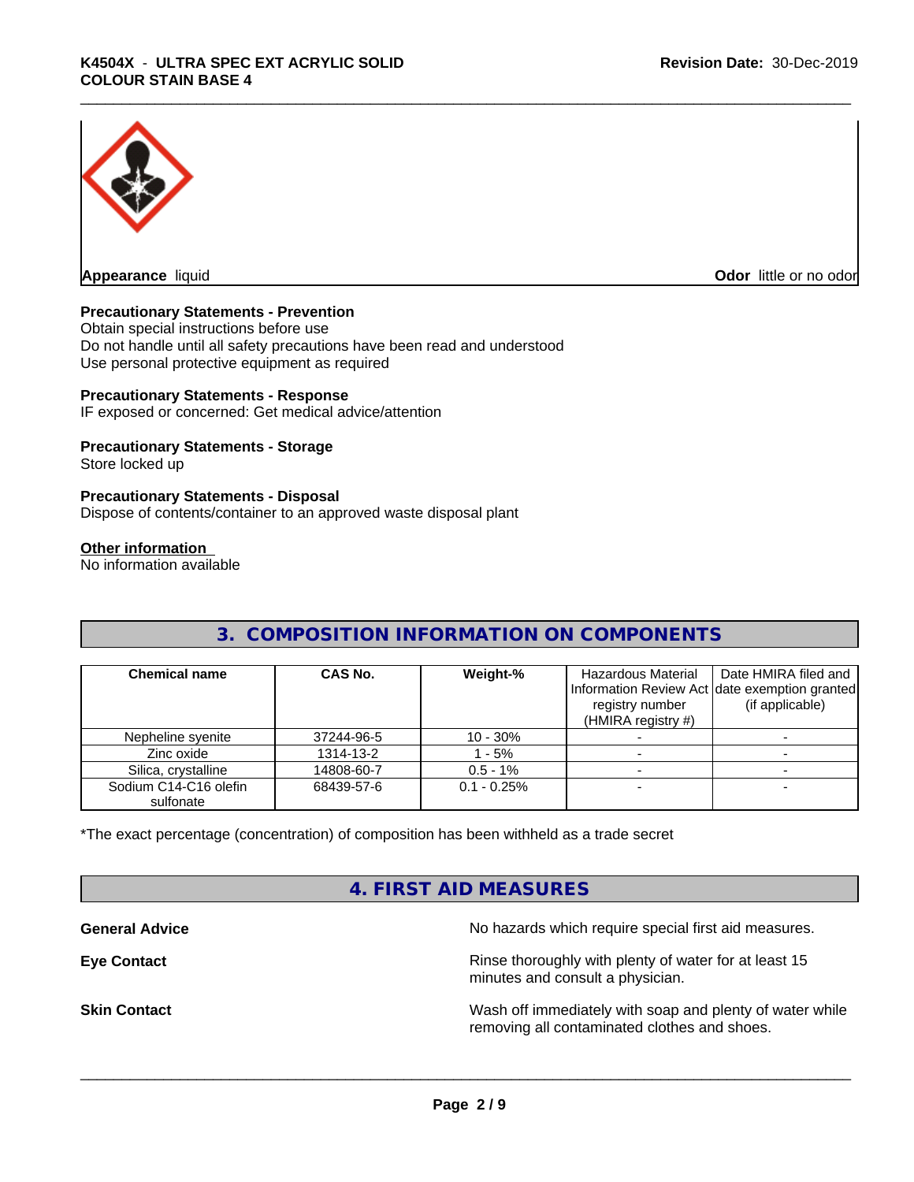**Appearance** liquid

**Odor** little or no odor

**Precautionary Statements - Prevention**
Obtain special instructions before use
Do not handle until all safety precautions have been read and understood
Use personal protective equipment as required

**Precautionary Statements - Response**
IF exposed or concerned: Get medical advice/attention

**Precautionary Statements - Storage**
Store locked up

**Precautionary Statements - Disposal**
Dispose of contents/container to an approved waste disposal plant

**Other information**
No information available

## 3. COMPOSITION INFORMATION ON COMPONENTS

| Chemical name | CAS No. | Weight-% | Hazardous Material Information Review Act registry number (HMIRA registry #) | Date HMIRA filed and date exemption granted (if applicable) |
|---|---|---|---|---|
| Nepheline syenite | 37244-96-5 | 10 - 30% | - | - |
| Zinc oxide | 1314-13-2 | 1 - 5% | - | - |
| Silica, crystalline | 14808-60-7 | 0.5 - 1% | - | - |
| Sodium C14-C16 olefin sulfonate | 68439-57-6 | 0.1 - 0.25% | - | - |

*The exact percentage (concentration) of composition has been withheld as a trade secret

## 4. FIRST AID MEASURES

**General Advice** No hazards which require special first aid measures.

**Eye Contact** Rinse thoroughly with plenty of water for at least 15 minutes and consult a physician.

**Skin Contact** Wash off immediately with soap and plenty of water while removing all contaminated clothes and shoes.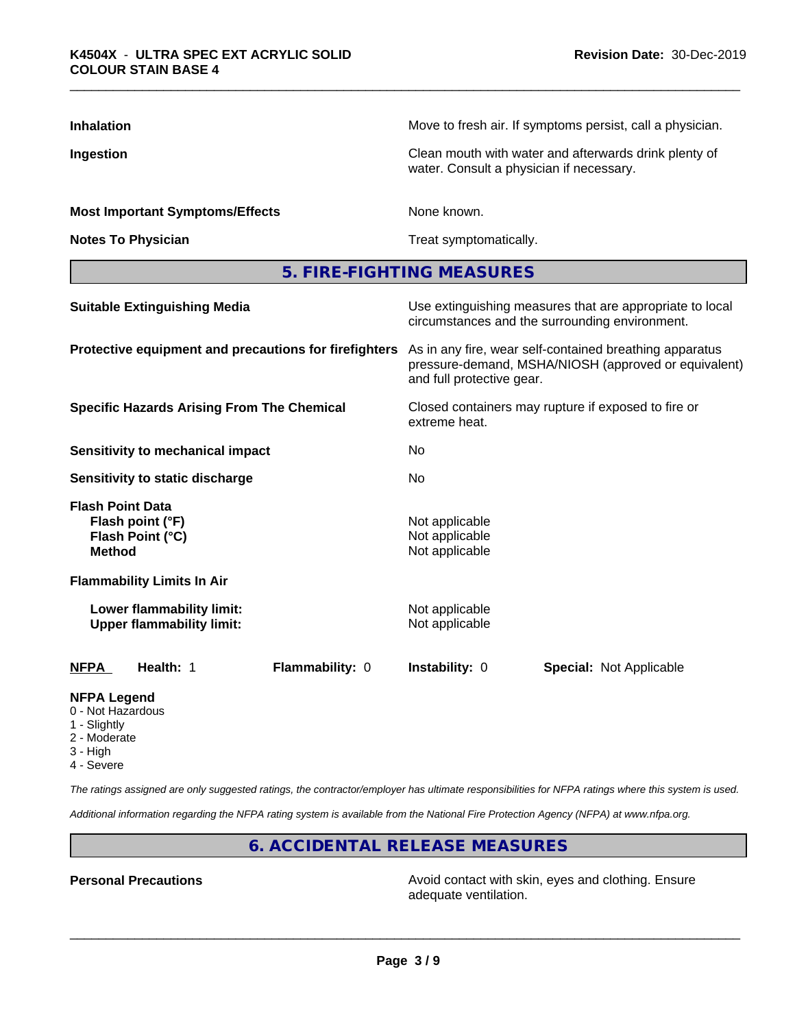| | |
|---|---|
| **Inhalation** | Move to fresh air. If symptoms persist, call a physician. |
| **Ingestion** | Clean mouth with water and afterwards drink plenty of water. Consult a physician if necessary. |
| **Most Important Symptoms/Effects** | None known. |
| **Notes To Physician** | Treat symptomatically. |

## 5. FIRE-FIGHTING MEASURES

| | |
|---|---|
| **Suitable Extinguishing Media** | Use extinguishing measures that are appropriate to local circumstances and the surrounding environment. |
| **Protective equipment and precautions for firefighters** | As in any fire, wear self-contained breathing apparatus pressure-demand, MSHA/NIOSH (approved or equivalent) and full protective gear. |
| **Specific Hazards Arising From The Chemical** | Closed containers may rupture if exposed to fire or extreme heat. |
| **Sensitivity to mechanical impact** | No |
| **Sensitivity to static discharge** | No |

**Flash Point Data**

| | |
|---|---|
| **Flash point (°F)** | Not applicable |
| **Flash Point (°C)** | Not applicable |
| **Method** | Not applicable |

**Flammability Limits In Air**

| | |
|---|---|
| **Lower flammability limit:** | Not applicable |
| **Upper flammability limit:** | Not applicable |

| **NFPA** | **Health:** 1 | **Flammability:** 0 | **Instability:** 0 | **Special:** Not Applicable |
|---|---|---|---|---|

**NFPA Legend**

- 0 - Not Hazardous
- 1 - Slightly
- 2 - Moderate
- 3 - High
- 4 - Severe

*The ratings assigned are only suggested ratings, the contractor/employer has ultimate responsibilities for NFPA ratings where this system is used.*

*Additional information regarding the NFPA rating system is available from the National Fire Protection Agency (NFPA) at www.nfpa.org.*

## 6. ACCIDENTAL RELEASE MEASURES

| | |
|---|---|
| **Personal Precautions** | Avoid contact with skin, eyes and clothing. Ensure adequate ventilation. |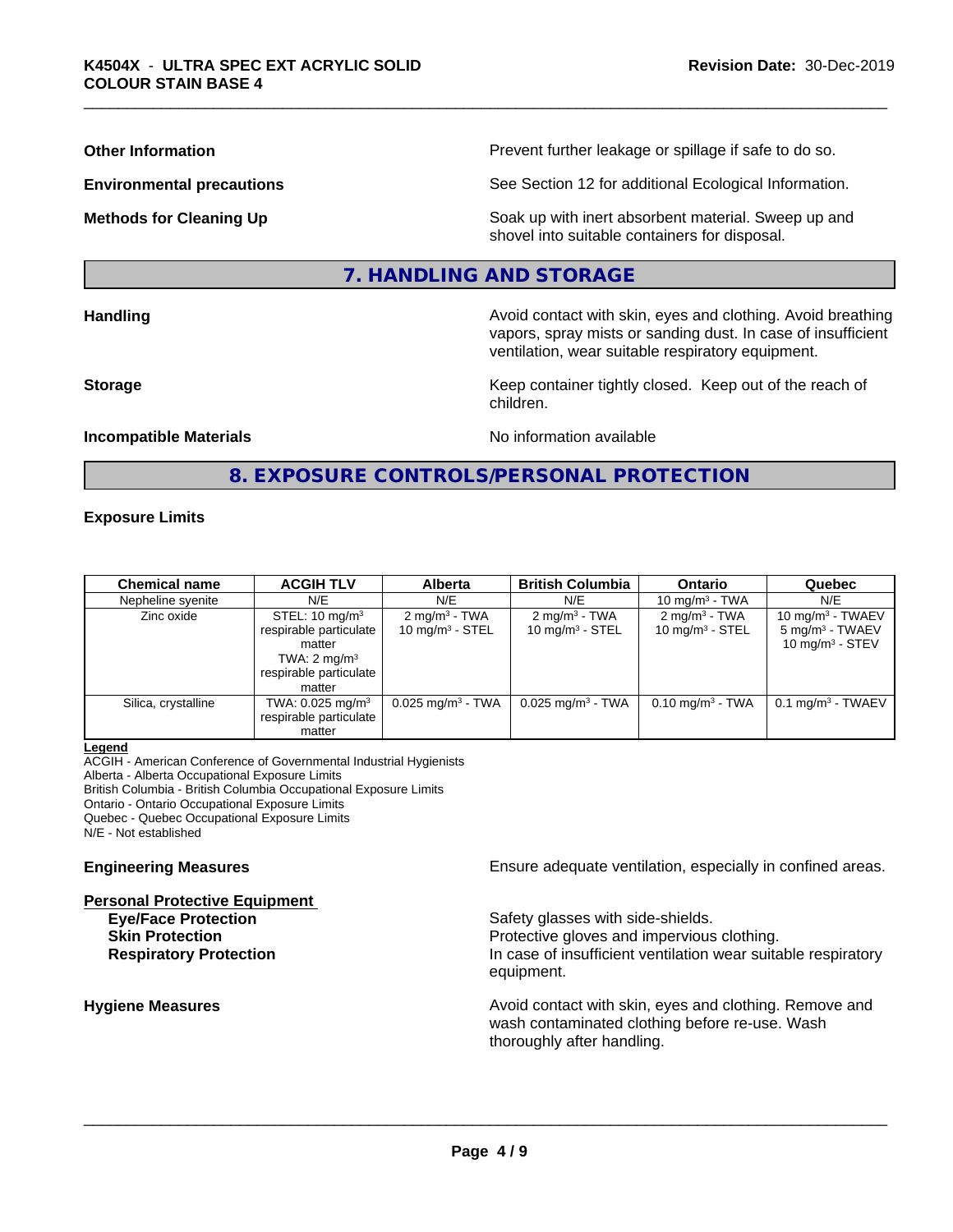**Other Information** Prevent further leakage or spillage if safe to do so.

**Environmental precautions** See Section 12 for additional Ecological Information.

**Methods for Cleaning Up** Soak up with inert absorbent material. Sweep up and shovel into suitable containers for disposal.

## 7. HANDLING AND STORAGE

**Handling** Avoid contact with skin, eyes and clothing. Avoid breathing vapors, spray mists or sanding dust. In case of insufficient ventilation, wear suitable respiratory equipment.

**Storage** Keep container tightly closed. Keep out of the reach of children.

**Incompatible Materials** No information available

## 8. EXPOSURE CONTROLS/PERSONAL PROTECTION

**Exposure Limits**

| Chemical name | ACGIH TLV | Alberta | British Columbia | Ontario | Quebec |
|---|---|---|---|---|---|
| Nepheline syenite | N/E | N/E | N/E | 10 mg/m³ - TWA | N/E |
| Zinc oxide | STEL: 10 mg/m³ respirable particulate matter TWA: 2 mg/m³ respirable particulate matter | 2 mg/m³ - TWA 10 mg/m³ - STEL | 2 mg/m³ - TWA 10 mg/m³ - STEL | 2 mg/m³ - TWA 10 mg/m³ - STEL | 10 mg/m³ - TWAEV 5 mg/m³ - TWAEV 10 mg/m³ - STEV |
| Silica, crystalline | TWA: 0.025 mg/m³ respirable particulate matter | 0.025 mg/m³ - TWA | 0.025 mg/m³ - TWA | 0.10 mg/m³ - TWA | 0.1 mg/m³ - TWAEV |

**Legend**
ACGIH - American Conference of Governmental Industrial Hygienists
Alberta - Alberta Occupational Exposure Limits
British Columbia - British Columbia Occupational Exposure Limits
Ontario - Ontario Occupational Exposure Limits
Quebec - Quebec Occupational Exposure Limits
N/E - Not established

**Engineering Measures** Ensure adequate ventilation, especially in confined areas.

**Personal Protective Equipment**

**Eye/Face Protection** Safety glasses with side-shields.
**Skin Protection** Protective gloves and impervious clothing.
**Respiratory Protection** In case of insufficient ventilation wear suitable respiratory equipment.

**Hygiene Measures** Avoid contact with skin, eyes and clothing. Remove and wash contaminated clothing before re-use. Wash thoroughly after handling.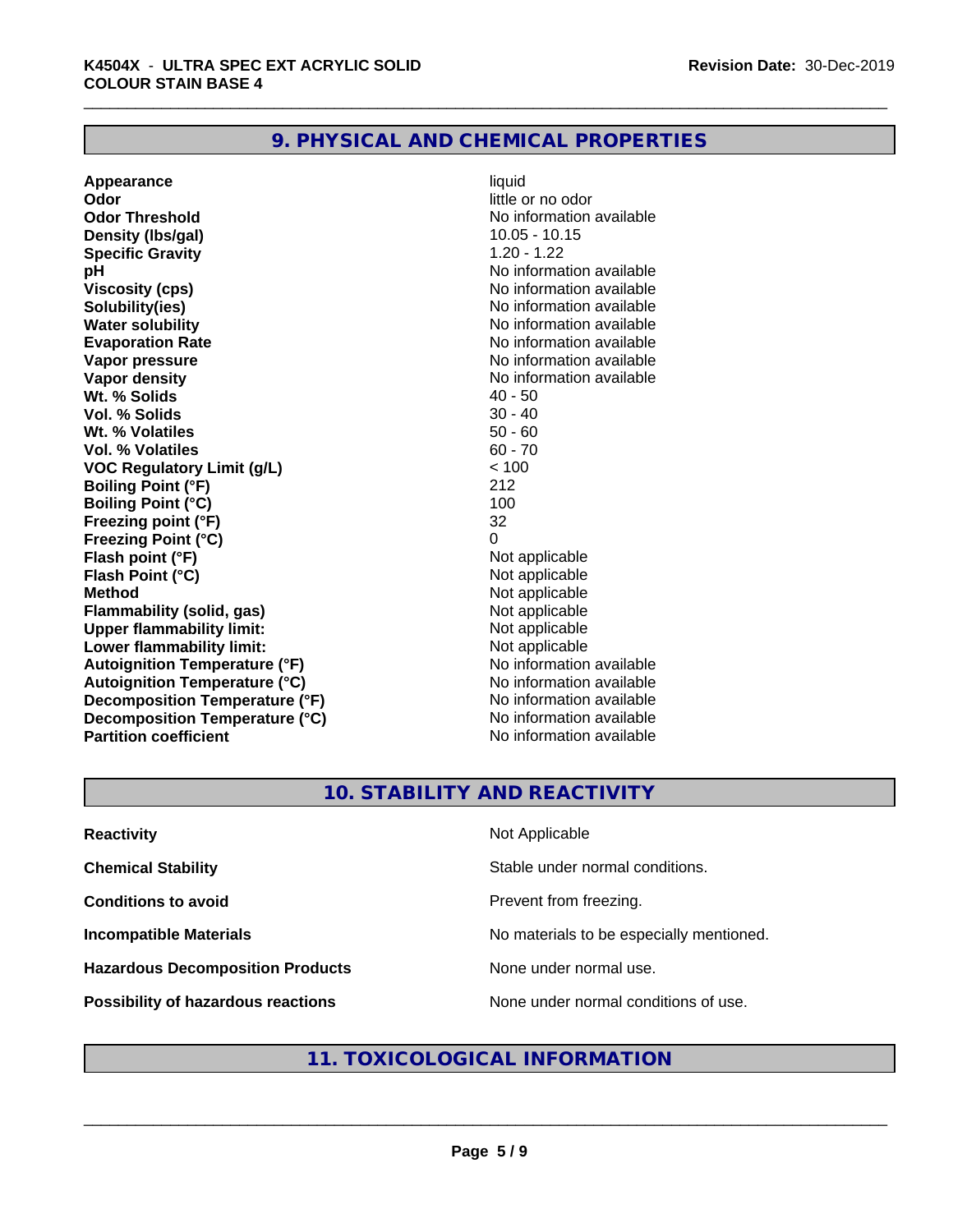## 9. PHYSICAL AND CHEMICAL PROPERTIES

| | |
|---|---|
| **Appearance** | liquid |
| **Odor** | little or no odor |
| **Odor Threshold** | No information available |
| **Density (lbs/gal)** | 10.05 - 10.15 |
| **Specific Gravity** | 1.20 - 1.22 |
| **pH** | No information available |
| **Viscosity (cps)** | No information available |
| **Solubility(ies)** | No information available |
| **Water solubility** | No information available |
| **Evaporation Rate** | No information available |
| **Vapor pressure** | No information available |
| **Vapor density** | No information available |
| **Wt. % Solids** | 40 - 50 |
| **Vol. % Solids** | 30 - 40 |
| **Wt. % Volatiles** | 50 - 60 |
| **Vol. % Volatiles** | 60 - 70 |
| **VOC Regulatory Limit (g/L)** | < 100 |
| **Boiling Point (°F)** | 212 |
| **Boiling Point (°C)** | 100 |
| **Freezing point (°F)** | 32 |
| **Freezing Point (°C)** | 0 |
| **Flash point (°F)** | Not applicable |
| **Flash Point (°C)** | Not applicable |
| **Method** | Not applicable |
| **Flammability (solid, gas)** | Not applicable |
| **Upper flammability limit:** | Not applicable |
| **Lower flammability limit:** | Not applicable |
| **Autoignition Temperature (°F)** | No information available |
| **Autoignition Temperature (°C)** | No information available |
| **Decomposition Temperature (°F)** | No information available |
| **Decomposition Temperature (°C)** | No information available |
| **Partition coefficient** | No information available |

## 10. STABILITY AND REACTIVITY

| | |
|---|---|
| **Reactivity** | Not Applicable |
| **Chemical Stability** | Stable under normal conditions. |
| **Conditions to avoid** | Prevent from freezing. |
| **Incompatible Materials** | No materials to be especially mentioned. |
| **Hazardous Decomposition Products** | None under normal use. |
| **Possibility of hazardous reactions** | None under normal conditions of use. |

## 11. TOXICOLOGICAL INFORMATION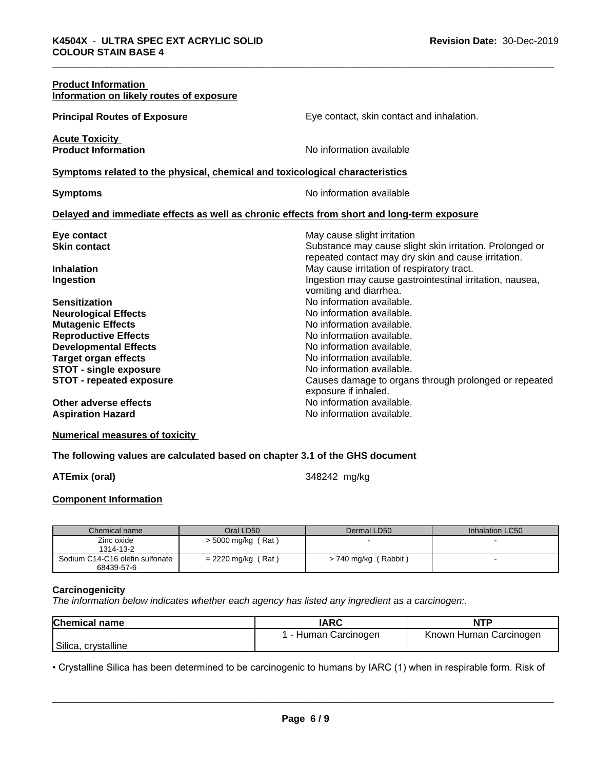**Product Information**
**Information on likely routes of exposure**

**Principal Routes of Exposure** Eye contact, skin contact and inhalation.

**Acute Toxicity**
**Product Information** No information available

**Symptoms related to the physical, chemical and toxicological characteristics**

**Symptoms** No information available

**Delayed and immediate effects as well as chronic effects from short and long-term exposure**

| | |
|---|---|
| **Eye contact** | May cause slight irritation |
| **Skin contact** | Substance may cause slight skin irritation. Prolonged or repeated contact may dry skin and cause irritation. |
| **Inhalation** | May cause irritation of respiratory tract. |
| **Ingestion** | Ingestion may cause gastrointestinal irritation, nausea, vomiting and diarrhea. |
| **Sensitization** | No information available. |
| **Neurological Effects** | No information available. |
| **Mutagenic Effects** | No information available. |
| **Reproductive Effects** | No information available. |
| **Developmental Effects** | No information available. |
| **Target organ effects** | No information available. |
| **STOT - single exposure** | No information available. |
| **STOT - repeated exposure** | Causes damage to organs through prolonged or repeated exposure if inhaled. |
| **Other adverse effects** | No information available. |
| **Aspiration Hazard** | No information available. |

**Numerical measures of toxicity**

**The following values are calculated based on chapter 3.1 of the GHS document**

**ATEmix (oral)** 348242 mg/kg

**Component Information**

| Chemical name | Oral LD50 | Dermal LD50 | Inhalation LC50 |
|---|---|---|---|
| Zinc oxide<br>1314-13-2 | > 5000 mg/kg ( Rat ) | - | - |
| Sodium C14-C16 olefin sulfonate<br>68439-57-6 | = 2220 mg/kg ( Rat ) | > 740 mg/kg ( Rabbit ) | - |

**Carcinogenicity**

*The information below indicates whether each agency has listed any ingredient as a carcinogen:.*

| Chemical name | IARC | NTP |
|---|---|---|
| Silica, crystalline | 1 - Human Carcinogen | Known Human Carcinogen |

• Crystalline Silica has been determined to be carcinogenic to humans by IARC (1) when in respirable form. Risk of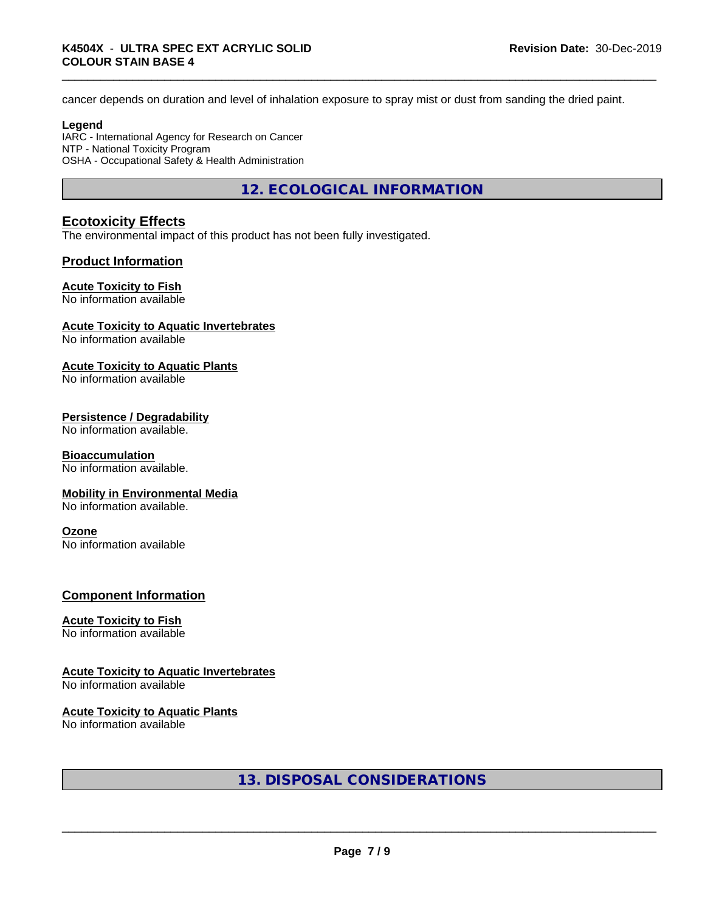cancer depends on duration and level of inhalation exposure to spray mist or dust from sanding the dried paint.

**Legend**
IARC - International Agency for Research on Cancer
NTP - National Toxicity Program
OSHA - Occupational Safety & Health Administration

## 12. ECOLOGICAL INFORMATION

### Ecotoxicity Effects

The environmental impact of this product has not been fully investigated.

### Product Information

**Acute Toxicity to Fish**
No information available

**Acute Toxicity to Aquatic Invertebrates**
No information available

**Acute Toxicity to Aquatic Plants**
No information available

**Persistence / Degradability**
No information available.

**Bioaccumulation**
No information available.

**Mobility in Environmental Media**
No information available.

**Ozone**
No information available

### Component Information

**Acute Toxicity to Fish**
No information available

**Acute Toxicity to Aquatic Invertebrates**
No information available

**Acute Toxicity to Aquatic Plants**
No information available

## 13. DISPOSAL CONSIDERATIONS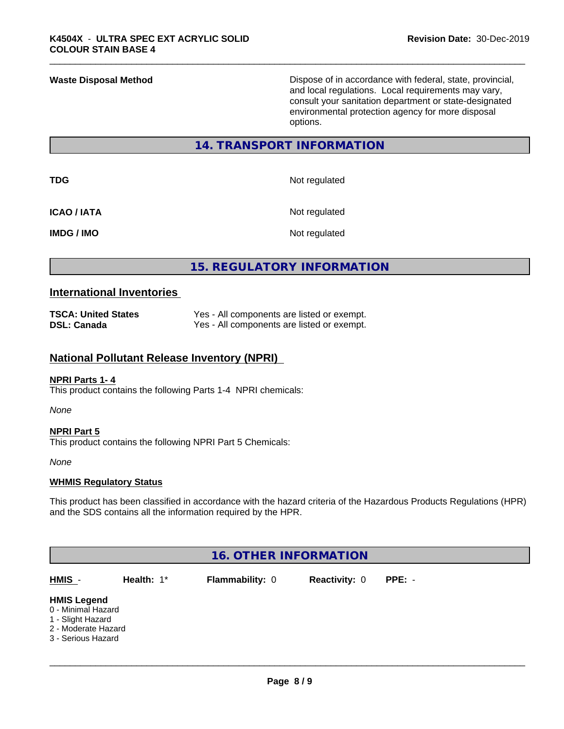**Waste Disposal Method** Dispose of in accordance with federal, state, provincial, and local regulations. Local requirements may vary, consult your sanitation department or state-designated environmental protection agency for more disposal options.

## 14. TRANSPORT INFORMATION

| | |
|---|---|
| **TDG** | Not regulated |
| **ICAO / IATA** | Not regulated |
| **IMDG / IMO** | Not regulated |

## 15. REGULATORY INFORMATION

### International Inventories

| | |
|---|---|
| **TSCA: United States** | Yes - All components are listed or exempt. |
| **DSL: Canada** | Yes - All components are listed or exempt. |

### National Pollutant Release Inventory (NPRI)

**NPRI Parts 1- 4**

This product contains the following Parts 1-4 NPRI chemicals:

*None*

**NPRI Part 5**

This product contains the following NPRI Part 5 Chemicals:

*None*

**WHMIS Regulatory Status**

This product has been classified in accordance with the hazard criteria of the Hazardous Products Regulations (HPR) and the SDS contains all the information required by the HPR.

## 16. OTHER INFORMATION

| HMIS - | Health: 1* | Flammability: 0 | Reactivity: 0 | PPE: - |
|---|---|---|---|---|

**HMIS Legend**

0 - Minimal Hazard
1 - Slight Hazard
2 - Moderate Hazard
3 - Serious Hazard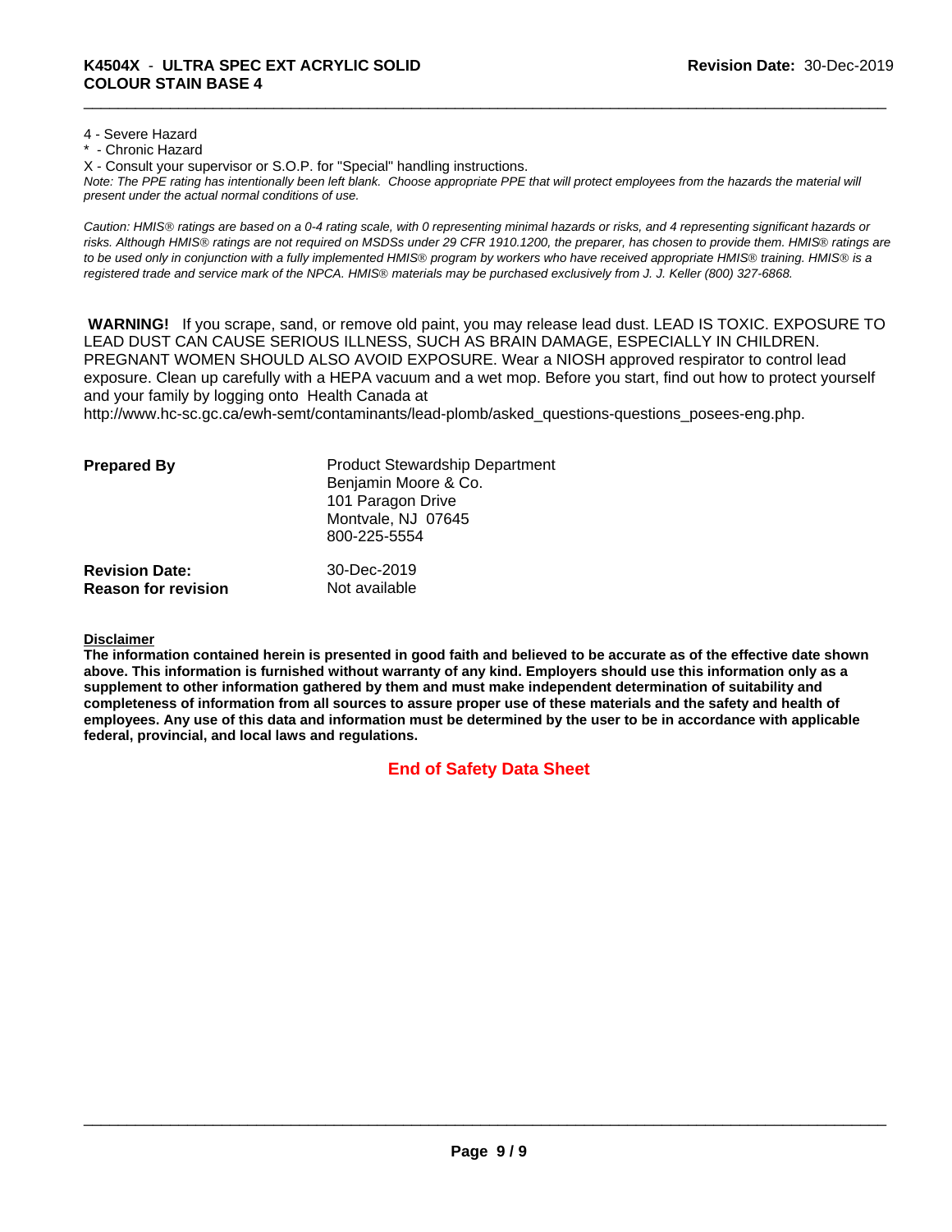4 - Severe Hazard
* - Chronic Hazard
X - Consult your supervisor or S.O.P. for "Special" handling instructions.
*Note: The PPE rating has intentionally been left blank. Choose appropriate PPE that will protect employees from the hazards the material will present under the actual normal conditions of use.*

*Caution: HMIS® ratings are based on a 0-4 rating scale, with 0 representing minimal hazards or risks, and 4 representing significant hazards or risks. Although HMIS® ratings are not required on MSDSs under 29 CFR 1910.1200, the preparer, has chosen to provide them. HMIS® ratings are to be used only in conjunction with a fully implemented HMIS® program by workers who have received appropriate HMIS® training. HMIS® is a registered trade and service mark of the NPCA. HMIS® materials may be purchased exclusively from J. J. Keller (800) 327-6868.*

**WARNING!** If you scrape, sand, or remove old paint, you may release lead dust. LEAD IS TOXIC. EXPOSURE TO LEAD DUST CAN CAUSE SERIOUS ILLNESS, SUCH AS BRAIN DAMAGE, ESPECIALLY IN CHILDREN. PREGNANT WOMEN SHOULD ALSO AVOID EXPOSURE. Wear a NIOSH approved respirator to control lead exposure. Clean up carefully with a HEPA vacuum and a wet mop. Before you start, find out how to protect yourself and your family by logging onto Health Canada at http://www.hc-sc.gc.ca/ewh-semt/contaminants/lead-plomb/asked_questions-questions_posees-eng.php.

| | |
|---|---|
| **Prepared By** | Product Stewardship Department<br>Benjamin Moore & Co.<br>101 Paragon Drive<br>Montvale, NJ 07645<br>800-225-5554 |
| **Revision Date:** | 30-Dec-2019 |
| **Reason for revision** | Not available |

**Disclaimer**

**The information contained herein is presented in good faith and believed to be accurate as of the effective date shown above. This information is furnished without warranty of any kind. Employers should use this information only as a supplement to other information gathered by them and must make independent determination of suitability and completeness of information from all sources to assure proper use of these materials and the safety and health of employees. Any use of this data and information must be determined by the user to be in accordance with applicable federal, provincial, and local laws and regulations.**

**End of Safety Data Sheet**